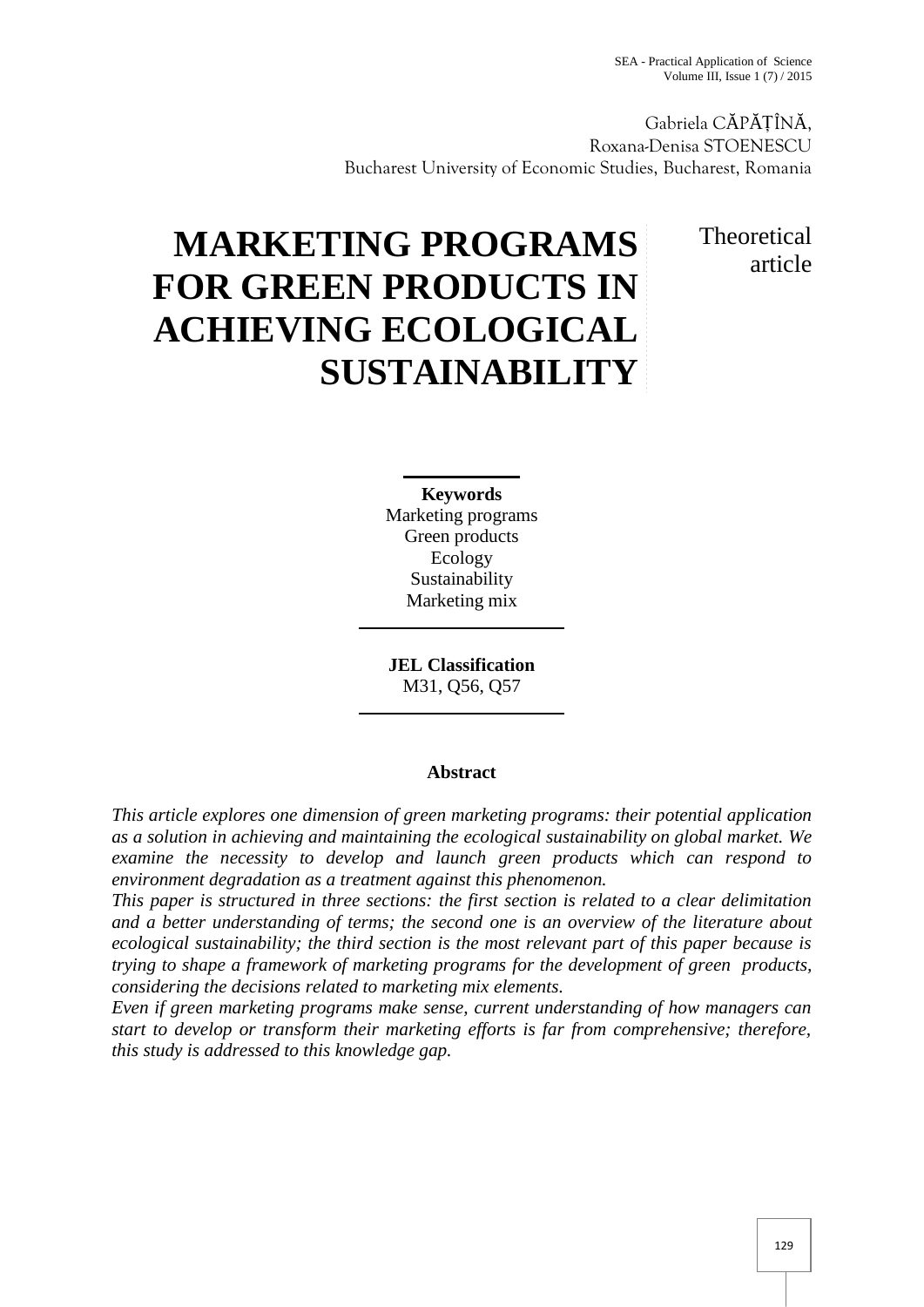Gabriela CĂPĂȚÎNĂ,
Roxana-Denisa STOENESCU
Bucharest University of Economic Studies, Bucharest, Romania

# MARKETING PROGRAMS FOR GREEN PRODUCTS IN ACHIEVING ECOLOGICAL SUSTAINABILITY

Theoretical article

**Keywords**
Marketing programs
Green products
Ecology
Sustainability
Marketing mix

**JEL Classification**
M31, Q56, Q57

**Abstract**

*This article explores one dimension of green marketing programs: their potential application as a solution in achieving and maintaining the ecological sustainability on global market. We examine the necessity to develop and launch green products which can respond to environment degradation as a treatment against this phenomenon.*

*This paper is structured in three sections: the first section is related to a clear delimitation and a better understanding of terms; the second one is an overview of the literature about ecological sustainability; the third section is the most relevant part of this paper because is trying to shape a framework of marketing programs for the development of green products, considering the decisions related to marketing mix elements.*

*Even if green marketing programs make sense, current understanding of how managers can start to develop or transform their marketing efforts is far from comprehensive; therefore, this study is addressed to this knowledge gap.*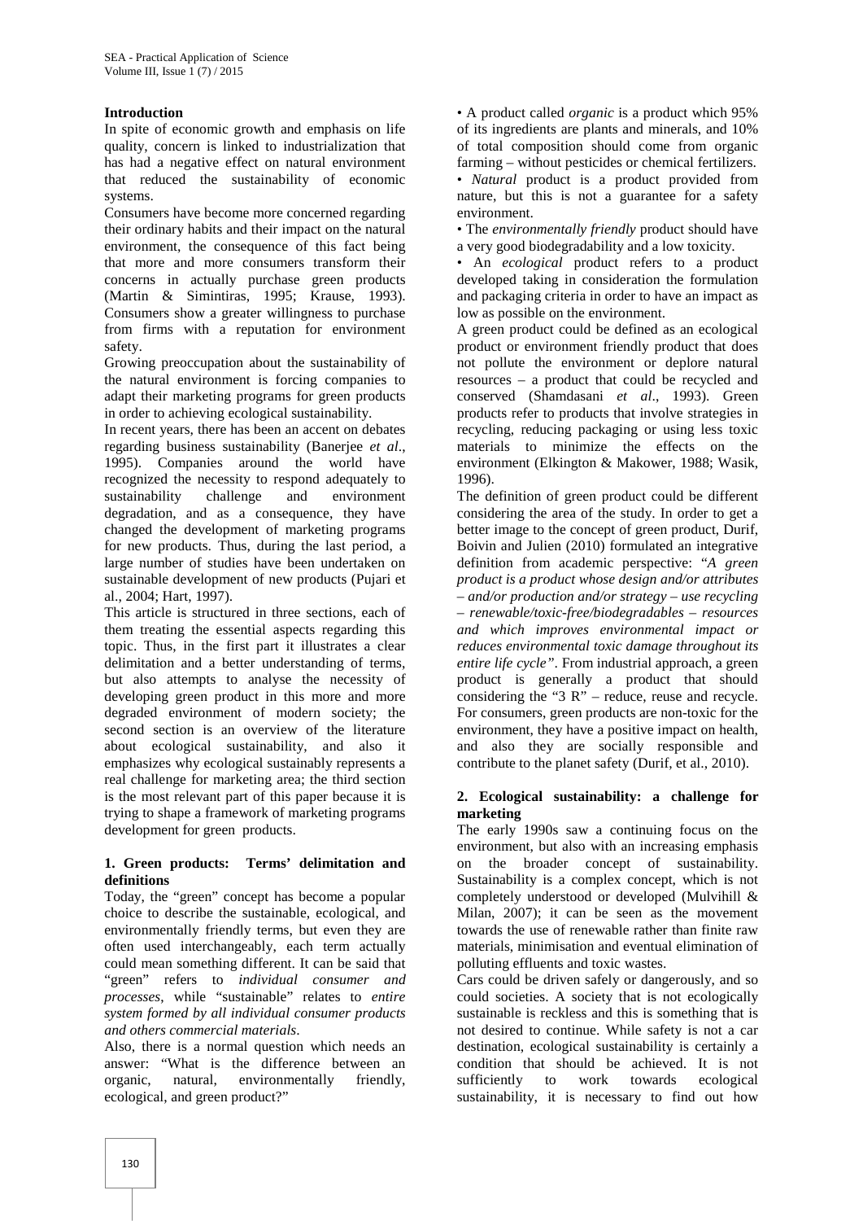**Introduction**

In spite of economic growth and emphasis on life quality, concern is linked to industrialization that has had a negative effect on natural environment that reduced the sustainability of economic systems.

Consumers have become more concerned regarding their ordinary habits and their impact on the natural environment, the consequence of this fact being that more and more consumers transform their concerns in actually purchase green products (Martin & Simintiras, 1995; Krause, 1993). Consumers show a greater willingness to purchase from firms with a reputation for environment safety.

Growing preoccupation about the sustainability of the natural environment is forcing companies to adapt their marketing programs for green products in order to achieving ecological sustainability.

In recent years, there has been an accent on debates regarding business sustainability (Banerjee *et al*., 1995). Companies around the world have recognized the necessity to respond adequately to sustainability challenge and environment degradation, and as a consequence, they have changed the development of marketing programs for new products. Thus, during the last period, a large number of studies have been undertaken on sustainable development of new products (Pujari et al., 2004; Hart, 1997).

This article is structured in three sections, each of them treating the essential aspects regarding this topic. Thus, in the first part it illustrates a clear delimitation and a better understanding of terms, but also attempts to analyse the necessity of developing green product in this more and more degraded environment of modern society; the second section is an overview of the literature about ecological sustainability, and also it emphasizes why ecological sustainably represents a real challenge for marketing area; the third section is the most relevant part of this paper because it is trying to shape a framework of marketing programs development for green products.

## 1. Green products: Terms' delimitation and definitions

Today, the "green" concept has become a popular choice to describe the sustainable, ecological, and environmentally friendly terms, but even they are often used interchangeably, each term actually could mean something different. It can be said that "green" refers to *individual consumer and processes*, while "sustainable" relates to *entire system formed by all individual consumer products and others commercial materials*.

Also, there is a normal question which needs an answer: "What is the difference between an organic, natural, environmentally friendly, ecological, and green product?"

- A product called *organic* is a product which 95% of its ingredients are plants and minerals, and 10% of total composition should come from organic farming – without pesticides or chemical fertilizers.
- *Natural* product is a product provided from nature, but this is not a guarantee for a safety environment.
- The *environmentally friendly* product should have a very good biodegradability and a low toxicity.
- An *ecological* product refers to a product developed taking in consideration the formulation and packaging criteria in order to have an impact as low as possible on the environment.

A green product could be defined as an ecological product or environment friendly product that does not pollute the environment or deplore natural resources – a product that could be recycled and conserved (Shamdasani *et al*., 1993). Green products refer to products that involve strategies in recycling, reducing packaging or using less toxic materials to minimize the effects on the environment (Elkington & Makower, 1988; Wasik, 1996).

The definition of green product could be different considering the area of the study. In order to get a better image to the concept of green product, Durif, Boivin and Julien (2010) formulated an integrative definition from academic perspective: "*A green product is a product whose design and/or attributes – and/or production and/or strategy – use recycling – renewable/toxic-free/biodegradables – resources and which improves environmental impact or reduces environmental toxic damage throughout its entire life cycle"*. From industrial approach, a green product is generally a product that should considering the "3 R" – reduce, reuse and recycle. For consumers, green products are non-toxic for the environment, they have a positive impact on health, and also they are socially responsible and contribute to the planet safety (Durif, et al., 2010).

## 2. Ecological sustainability: a challenge for marketing

The early 1990s saw a continuing focus on the environment, but also with an increasing emphasis on the broader concept of sustainability. Sustainability is a complex concept, which is not completely understood or developed (Mulvihill & Milan, 2007); it can be seen as the movement towards the use of renewable rather than finite raw materials, minimisation and eventual elimination of polluting effluents and toxic wastes.

Cars could be driven safely or dangerously, and so could societies. A society that is not ecologically sustainable is reckless and this is something that is not desired to continue. While safety is not a car destination, ecological sustainability is certainly a condition that should be achieved. It is not sufficiently to work towards ecological sustainability, it is necessary to find out how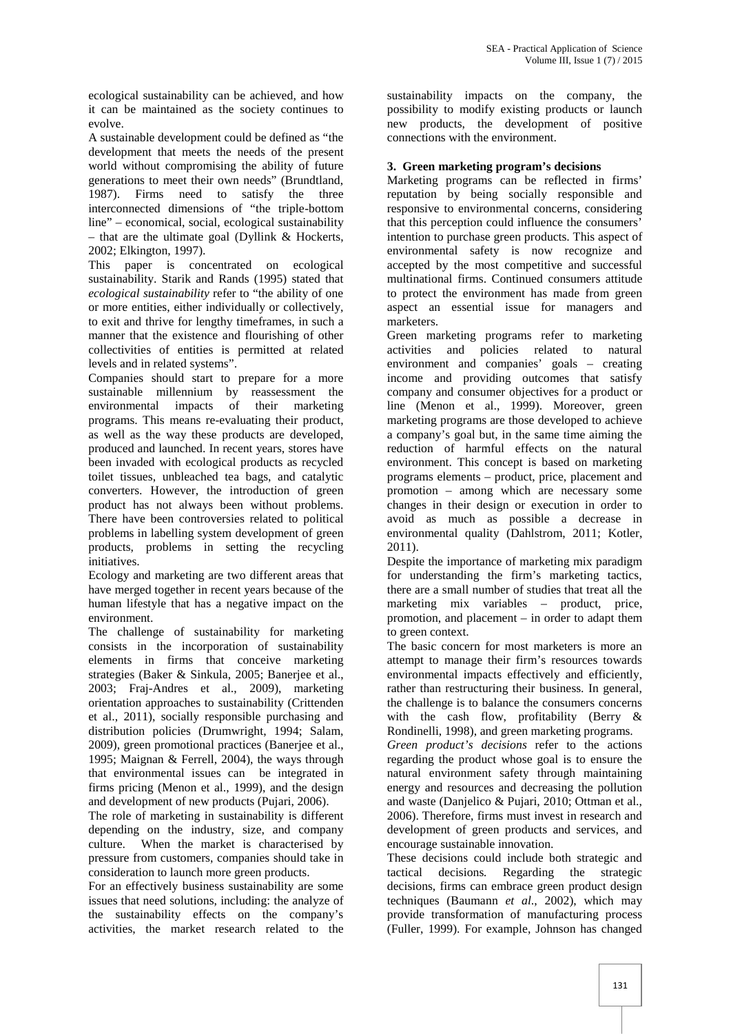ecological sustainability can be achieved, and how it can be maintained as the society continues to evolve.

A sustainable development could be defined as "the development that meets the needs of the present world without compromising the ability of future generations to meet their own needs" (Brundtland, 1987). Firms need to satisfy the three interconnected dimensions of "the triple-bottom line" – economical, social, ecological sustainability – that are the ultimate goal (Dyllink & Hockerts, 2002; Elkington, 1997).

This paper is concentrated on ecological sustainability. Starik and Rands (1995) stated that *ecological sustainability* refer to "the ability of one or more entities, either individually or collectively, to exit and thrive for lengthy timeframes, in such a manner that the existence and flourishing of other collectivities of entities is permitted at related levels and in related systems".

Companies should start to prepare for a more sustainable millennium by reassessment the environmental impacts of their marketing programs. This means re-evaluating their product, as well as the way these products are developed, produced and launched. In recent years, stores have been invaded with ecological products as recycled toilet tissues, unbleached tea bags, and catalytic converters. However, the introduction of green product has not always been without problems. There have been controversies related to political problems in labelling system development of green products, problems in setting the recycling initiatives.

Ecology and marketing are two different areas that have merged together in recent years because of the human lifestyle that has a negative impact on the environment.

The challenge of sustainability for marketing consists in the incorporation of sustainability elements in firms that conceive marketing strategies (Baker & Sinkula, 2005; Banerjee et al., 2003; Fraj-Andres et al., 2009), marketing orientation approaches to sustainability (Crittenden et al., 2011), socially responsible purchasing and distribution policies (Drumwright, 1994; Salam, 2009), green promotional practices (Banerjee et al., 1995; Maignan & Ferrell, 2004), the ways through that environmental issues can be integrated in firms pricing (Menon et al., 1999), and the design and development of new products (Pujari, 2006).

The role of marketing in sustainability is different depending on the industry, size, and company culture. When the market is characterised by pressure from customers, companies should take in consideration to launch more green products.

For an effectively business sustainability are some issues that need solutions, including: the analyze of the sustainability effects on the company's activities, the market research related to the sustainability impacts on the company, the possibility to modify existing products or launch new products, the development of positive connections with the environment.

## 3. Green marketing program's decisions

Marketing programs can be reflected in firms' reputation by being socially responsible and responsive to environmental concerns, considering that this perception could influence the consumers' intention to purchase green products. This aspect of environmental safety is now recognize and accepted by the most competitive and successful multinational firms. Continued consumers attitude to protect the environment has made from green aspect an essential issue for managers and marketers.

Green marketing programs refer to marketing activities and policies related to natural environment and companies' goals – creating income and providing outcomes that satisfy company and consumer objectives for a product or line (Menon et al., 1999). Moreover, green marketing programs are those developed to achieve a company's goal but, in the same time aiming the reduction of harmful effects on the natural environment. This concept is based on marketing programs elements – product, price, placement and promotion – among which are necessary some changes in their design or execution in order to avoid as much as possible a decrease in environmental quality (Dahlstrom, 2011; Kotler, 2011).

Despite the importance of marketing mix paradigm for understanding the firm's marketing tactics, there are a small number of studies that treat all the marketing mix variables – product, price, promotion, and placement – in order to adapt them to green context.

The basic concern for most marketers is more an attempt to manage their firm's resources towards environmental impacts effectively and efficiently, rather than restructuring their business. In general, the challenge is to balance the consumers concerns with the cash flow, profitability (Berry & Rondinelli, 1998), and green marketing programs.

*Green product's decisions* refer to the actions regarding the product whose goal is to ensure the natural environment safety through maintaining energy and resources and decreasing the pollution and waste (Danjelico & Pujari, 2010; Ottman et al., 2006). Therefore, firms must invest in research and development of green products and services, and encourage sustainable innovation.

These decisions could include both strategic and tactical decisions. Regarding the strategic decisions, firms can embrace green product design techniques (Baumann *et al*., 2002), which may provide transformation of manufacturing process (Fuller, 1999). For example, Johnson has changed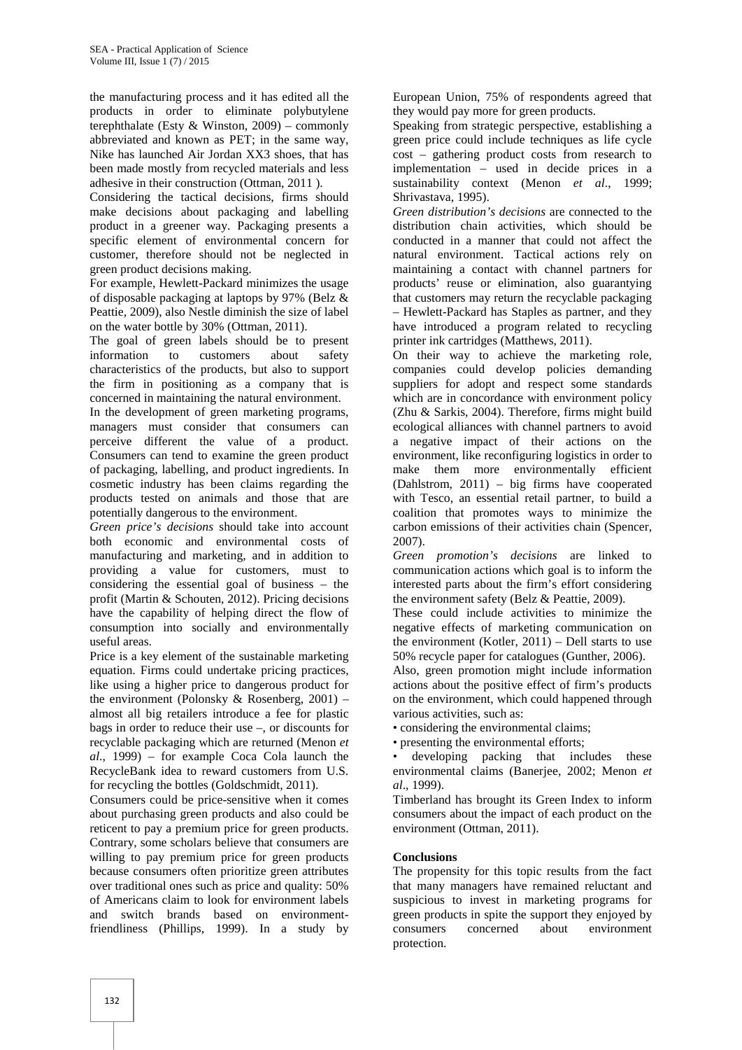the manufacturing process and it has edited all the products in order to eliminate polybutylene terephthalate (Esty & Winston, 2009) – commonly abbreviated and known as PET; in the same way, Nike has launched Air Jordan XX3 shoes, that has been made mostly from recycled materials and less adhesive in their construction (Ottman, 2011 ).

Considering the tactical decisions, firms should make decisions about packaging and labelling product in a greener way. Packaging presents a specific element of environmental concern for customer, therefore should not be neglected in green product decisions making.

For example, Hewlett-Packard minimizes the usage of disposable packaging at laptops by 97% (Belz & Peattie, 2009), also Nestle diminish the size of label on the water bottle by 30% (Ottman, 2011).

The goal of green labels should be to present information to customers about safety characteristics of the products, but also to support the firm in positioning as a company that is concerned in maintaining the natural environment.

In the development of green marketing programs, managers must consider that consumers can perceive different the value of a product. Consumers can tend to examine the green product of packaging, labelling, and product ingredients. In cosmetic industry has been claims regarding the products tested on animals and those that are potentially dangerous to the environment.

*Green price's decisions* should take into account both economic and environmental costs of manufacturing and marketing, and in addition to providing a value for customers, must to considering the essential goal of business – the profit (Martin & Schouten, 2012). Pricing decisions have the capability of helping direct the flow of consumption into socially and environmentally useful areas.

Price is a key element of the sustainable marketing equation. Firms could undertake pricing practices, like using a higher price to dangerous product for the environment (Polonsky & Rosenberg, 2001) – almost all big retailers introduce a fee for plastic bags in order to reduce their use –, or discounts for recyclable packaging which are returned (Menon *et al*., 1999) – for example Coca Cola launch the RecycleBank idea to reward customers from U.S. for recycling the bottles (Goldschmidt, 2011).

Consumers could be price-sensitive when it comes about purchasing green products and also could be reticent to pay a premium price for green products. Contrary, some scholars believe that consumers are willing to pay premium price for green products because consumers often prioritize green attributes over traditional ones such as price and quality: 50% of Americans claim to look for environment labels and switch brands based on environment-friendliness (Phillips, 1999). In a study by European Union, 75% of respondents agreed that they would pay more for green products.

Speaking from strategic perspective, establishing a green price could include techniques as life cycle cost – gathering product costs from research to implementation – used in decide prices in a sustainability context (Menon *et al*., 1999; Shrivastava, 1995).

*Green distribution's decisions* are connected to the distribution chain activities, which should be conducted in a manner that could not affect the natural environment. Tactical actions rely on maintaining a contact with channel partners for products' reuse or elimination, also guarantying that customers may return the recyclable packaging – Hewlett-Packard has Staples as partner, and they have introduced a program related to recycling printer ink cartridges (Matthews, 2011).

On their way to achieve the marketing role, companies could develop policies demanding suppliers for adopt and respect some standards which are in concordance with environment policy (Zhu & Sarkis, 2004). Therefore, firms might build ecological alliances with channel partners to avoid a negative impact of their actions on the environment, like reconfiguring logistics in order to make them more environmentally efficient (Dahlstrom, 2011) – big firms have cooperated with Tesco, an essential retail partner, to build a coalition that promotes ways to minimize the carbon emissions of their activities chain (Spencer, 2007).

*Green promotion's decisions* are linked to communication actions which goal is to inform the interested parts about the firm's effort considering the environment safety (Belz & Peattie, 2009).

These could include activities to minimize the negative effects of marketing communication on the environment (Kotler, 2011) – Dell starts to use 50% recycle paper for catalogues (Gunther, 2006).

Also, green promotion might include information actions about the positive effect of firm's products on the environment, which could happened through various activities, such as:

- considering the environmental claims;
- presenting the environmental efforts;
- developing packing that includes these environmental claims (Banerjee, 2002; Menon *et al*., 1999).

Timberland has brought its Green Index to inform consumers about the impact of each product on the environment (Ottman, 2011).

**Conclusions**

The propensity for this topic results from the fact that many managers have remained reluctant and suspicious to invest in marketing programs for green products in spite the support they enjoyed by consumers concerned about environment protection.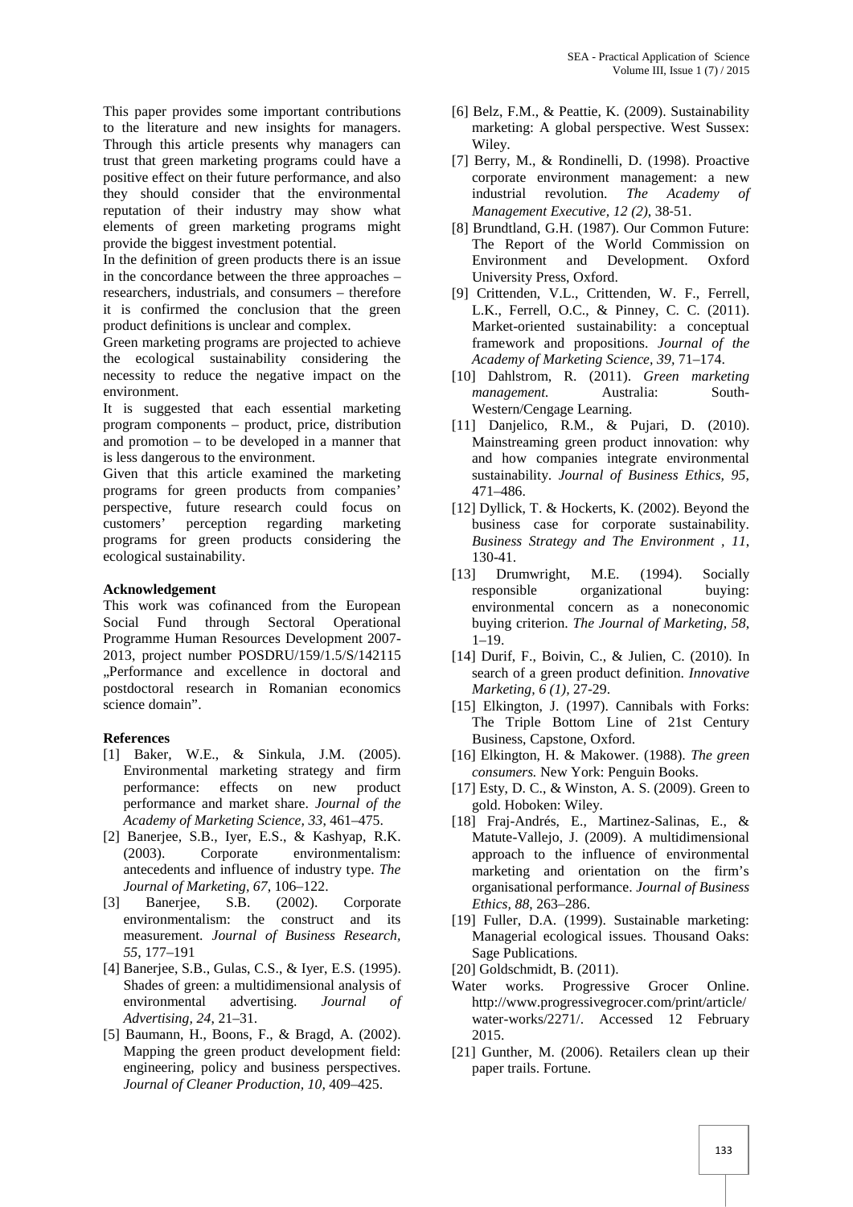This paper provides some important contributions to the literature and new insights for managers. Through this article presents why managers can trust that green marketing programs could have a positive effect on their future performance, and also they should consider that the environmental reputation of their industry may show what elements of green marketing programs might provide the biggest investment potential.

In the definition of green products there is an issue in the concordance between the three approaches – researchers, industrials, and consumers – therefore it is confirmed the conclusion that the green product definitions is unclear and complex.

Green marketing programs are projected to achieve the ecological sustainability considering the necessity to reduce the negative impact on the environment.

It is suggested that each essential marketing program components – product, price, distribution and promotion – to be developed in a manner that is less dangerous to the environment.

Given that this article examined the marketing programs for green products from companies' perspective, future research could focus on customers' perception regarding marketing programs for green products considering the ecological sustainability.

**Acknowledgement**

This work was cofinanced from the European Social Fund through Sectoral Operational Programme Human Resources Development 2007-2013, project number POSDRU/159/1.5/S/142115 „Performance and excellence in doctoral and postdoctoral research in Romanian economics science domain".

**References**

[1] Baker, W.E., & Sinkula, J.M. (2005). Environmental marketing strategy and firm performance: effects on new product performance and market share. *Journal of the Academy of Marketing Science, 33*, 461–475.

[2] Banerjee, S.B., Iyer, E.S., & Kashyap, R.K. (2003). Corporate environmentalism: antecedents and influence of industry type. *The Journal of Marketing, 67*, 106–122.

[3] Banerjee, S.B. (2002). Corporate environmentalism: the construct and its measurement. *Journal of Business Research, 55*, 177–191

[4] Banerjee, S.B., Gulas, C.S., & Iyer, E.S. (1995). Shades of green: a multidimensional analysis of environmental advertising. *Journal of Advertising, 24*, 21–31.

[5] Baumann, H., Boons, F., & Bragd, A. (2002). Mapping the green product development field: engineering, policy and business perspectives. *Journal of Cleaner Production, 10,* 409–425.

[6] Belz, F.M., & Peattie, K. (2009). Sustainability marketing: A global perspective. West Sussex: Wiley.

[7] Berry, M., & Rondinelli, D. (1998). Proactive corporate environment management: a new industrial revolution. *The Academy of Management Executive, 12 (2)*, 38-51.

[8] Brundtland, G.H. (1987). Our Common Future: The Report of the World Commission on Environment and Development. Oxford University Press, Oxford.

[9] Crittenden, V.L., Crittenden, W. F., Ferrell, L.K., Ferrell, O.C., & Pinney, C. C. (2011). Market-oriented sustainability: a conceptual framework and propositions. *Journal of the Academy of Marketing Science, 39,* 71–174.

[10] Dahlstrom, R. (2011). *Green marketing management.* Australia: South-Western/Cengage Learning.

[11] Danjelico, R.M., & Pujari, D. (2010). Mainstreaming green product innovation: why and how companies integrate environmental sustainability. *Journal of Business Ethics, 95*, 471–486.

[12] Dyllick, T. & Hockerts, K. (2002). Beyond the business case for corporate sustainability. *Business Strategy and The Environment , 11*, 130-41.

[13] Drumwright, M.E. (1994). Socially responsible organizational buying: environmental concern as a noneconomic buying criterion. *The Journal of Marketing, 58*, 1–19.

[14] Durif, F., Boivin, C., & Julien, C. (2010). In search of a green product definition. *Innovative Marketing, 6 (1),* 27-29.

[15] Elkington, J. (1997). Cannibals with Forks: The Triple Bottom Line of 21st Century Business, Capstone, Oxford.

[16] Elkington, H. & Makower. (1988). *The green consumers.* New York: Penguin Books.

[17] Esty, D. C., & Winston, A. S. (2009). Green to gold. Hoboken: Wiley.

[18] Fraj-Andrés, E., Martinez-Salinas, E., & Matute-Vallejo, J. (2009). A multidimensional approach to the influence of environmental marketing and orientation on the firm's organisational performance. *Journal of Business Ethics, 88*, 263–286.

[19] Fuller, D.A. (1999). Sustainable marketing: Managerial ecological issues. Thousand Oaks: Sage Publications.

[20] Goldschmidt, B. (2011).
Water works. Progressive Grocer Online. http://www.progressivegrocer.com/print/article/water-works/2271/. Accessed 12 February 2015.

[21] Gunther, M. (2006). Retailers clean up their paper trails. Fortune.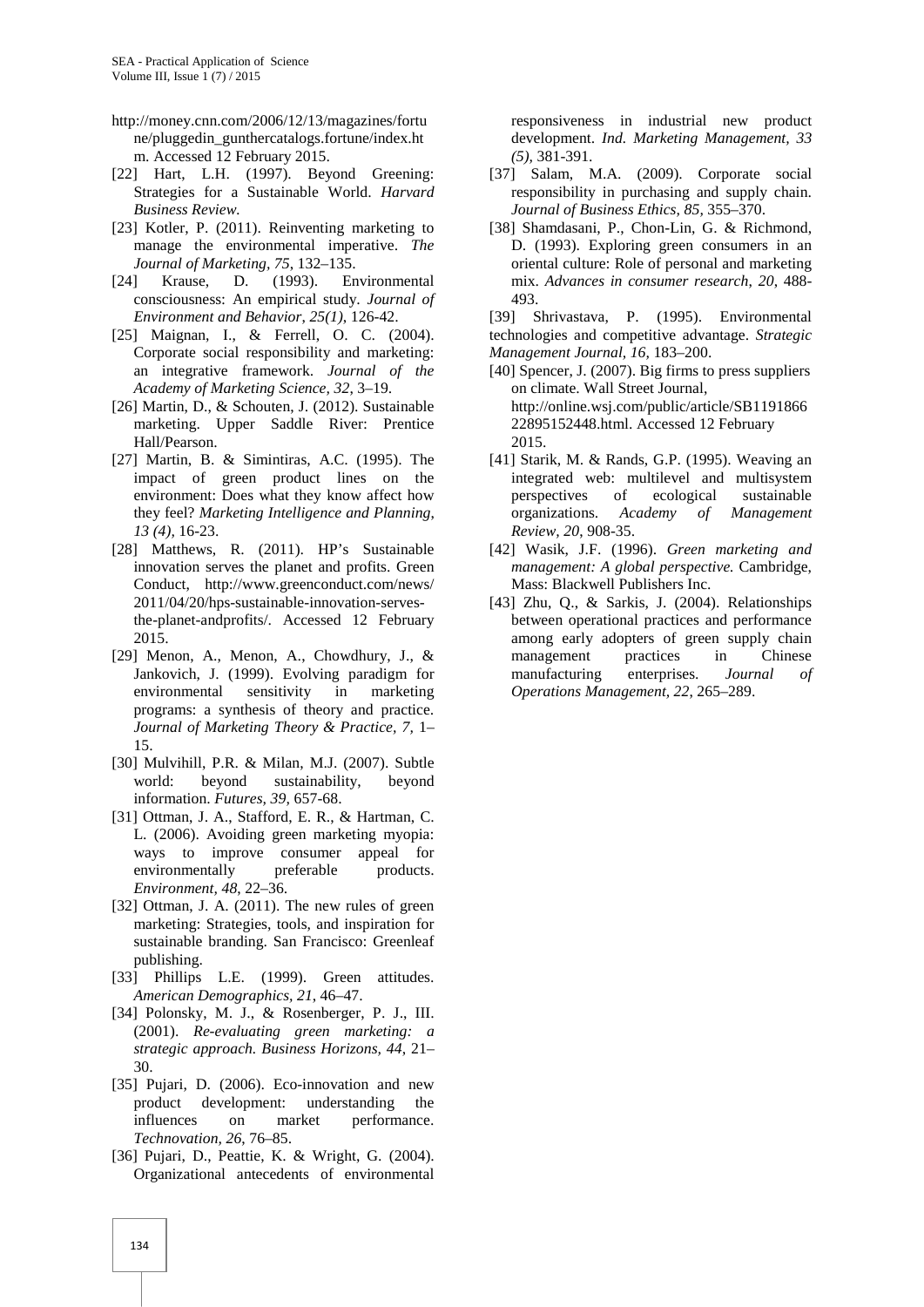http://money.cnn.com/2006/12/13/magazines/fortune/pluggedin_gunthercatalogs.fortune/index.htm. Accessed 12 February 2015.

[22] Hart, L.H. (1997). Beyond Greening: Strategies for a Sustainable World. *Harvard Business Review.*

[23] Kotler, P. (2011). Reinventing marketing to manage the environmental imperative. *The Journal of Marketing, 75*, 132–135.

[24] Krause, D. (1993). Environmental consciousness: An empirical study. *Journal of Environment and Behavior, 25(1)*, 126-42.

[25] Maignan, I., & Ferrell, O. C. (2004). Corporate social responsibility and marketing: an integrative framework. *Journal of the Academy of Marketing Science, 32*, 3–19.

[26] Martin, D., & Schouten, J. (2012). Sustainable marketing. Upper Saddle River: Prentice Hall/Pearson.

[27] Martin, B. & Simintiras, A.C. (1995). The impact of green product lines on the environment: Does what they know affect how they feel? *Marketing Intelligence and Planning, 13 (4)*, 16-23.

[28] Matthews, R. (2011). HP's Sustainable innovation serves the planet and profits. Green Conduct, http://www.greenconduct.com/news/2011/04/20/hps-sustainable-innovation-serves-the-planet-andprofits/. Accessed 12 February 2015.

[29] Menon, A., Menon, A., Chowdhury, J., & Jankovich, J. (1999). Evolving paradigm for environmental sensitivity in marketing programs: a synthesis of theory and practice. *Journal of Marketing Theory & Practice, 7*, 1–15.

[30] Mulvihill, P.R. & Milan, M.J. (2007). Subtle world: beyond sustainability, beyond information. *Futures, 39*, 657-68.

[31] Ottman, J. A., Stafford, E. R., & Hartman, C. L. (2006). Avoiding green marketing myopia: ways to improve consumer appeal for environmentally preferable products. *Environment, 48*, 22–36.

[32] Ottman, J. A. (2011). The new rules of green marketing: Strategies, tools, and inspiration for sustainable branding. San Francisco: Greenleaf publishing.

[33] Phillips L.E. (1999). Green attitudes. *American Demographics, 21*, 46–47.

[34] Polonsky, M. J., & Rosenberger, P. J., III. (2001). *Re-evaluating green marketing: a strategic approach. Business Horizons, 44*, 21–30.

[35] Pujari, D. (2006). Eco-innovation and new product development: understanding the influences on market performance. *Technovation, 26*, 76–85.

[36] Pujari, D., Peattie, K. & Wright, G. (2004). Organizational antecedents of environmental responsiveness in industrial new product development. *Ind. Marketing Management, 33 (5)*, 381-391.

[37] Salam, M.A. (2009). Corporate social responsibility in purchasing and supply chain. *Journal of Business Ethics, 85*, 355–370.

[38] Shamdasani, P., Chon-Lin, G. & Richmond, D. (1993). Exploring green consumers in an oriental culture: Role of personal and marketing mix. *Advances in consumer research, 20*, 488-493.

[39] Shrivastava, P. (1995). Environmental technologies and competitive advantage. *Strategic Management Journal, 16*, 183–200.

[40] Spencer, J. (2007). Big firms to press suppliers on climate. Wall Street Journal, http://online.wsj.com/public/article/SB119186622895152448.html. Accessed 12 February 2015.

[41] Starik, M. & Rands, G.P. (1995). Weaving an integrated web: multilevel and multisystem perspectives of ecological sustainable organizations. *Academy of Management Review, 20*, 908-35.

[42] Wasik, J.F. (1996). *Green marketing and management: A global perspective.* Cambridge, Mass: Blackwell Publishers Inc.

[43] Zhu, Q., & Sarkis, J. (2004). Relationships between operational practices and performance among early adopters of green supply chain management practices in Chinese manufacturing enterprises. *Journal of Operations Management, 22*, 265–289.